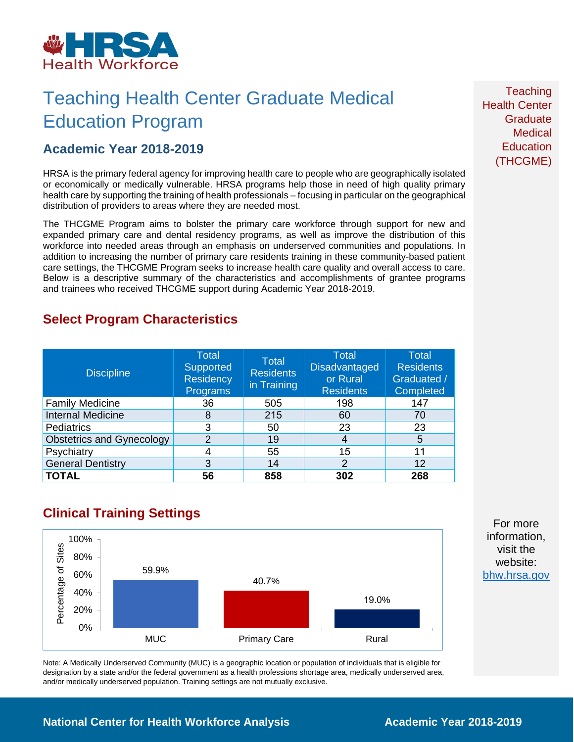HRSA Health Workforce

# Teaching Health Center Graduate Medical Education Program

## Academic Year 2018-2019

HRSA is the primary federal agency for improving health care to people who are geographically isolated or economically or medically vulnerable. HRSA programs help those in need of high quality primary health care by supporting the training of health professionals – focusing in particular on the geographical distribution of providers to areas where they are needed most.

The THCGME Program aims to bolster the primary care workforce through support for new and expanded primary care and dental residency programs, as well as improve the distribution of this workforce into needed areas through an emphasis on underserved communities and populations. In addition to increasing the number of primary care residents training in these community-based patient care settings, the THCGME Program seeks to increase health care quality and overall access to care. Below is a descriptive summary of the characteristics and accomplishments of grantee programs and trainees who received THCGME support during Academic Year 2018-2019.

Teaching Health Center Graduate Medical Education (THCGME)

## Select Program Characteristics

| Discipline | Total Supported Residency Programs | Total Residents in Training | Total Disadvantaged or Rural Residents | Total Residents Graduated / Completed |
|---|---|---|---|---|
| Family Medicine | 36 | 505 | 198 | 147 |
| Internal Medicine | 8 | 215 | 60 | 70 |
| Pediatrics | 3 | 50 | 23 | 23 |
| Obstetrics and Gynecology | 2 | 19 | 4 | 5 |
| Psychiatry | 4 | 55 | 15 | 11 |
| General Dentistry | 3 | 14 | 2 | 12 |
| **TOTAL** | **56** | **858** | **302** | **268** |

## Clinical Training Settings

| Setting | Percentage of Sites |
|---|---|
| MUC | 59.9% |
| Primary Care | 40.7% |
| Rural | 19.0% |

Note: A Medically Underserved Community (MUC) is a geographic location or population of individuals that is eligible for designation by a state and/or the federal government as a health professions shortage area, medically underserved area, and/or medically underserved population. Training settings are not mutually exclusive.

For more information, visit the website: bhw.hrsa.gov

National Center for Health Workforce Analysis

Academic Year 2018-2019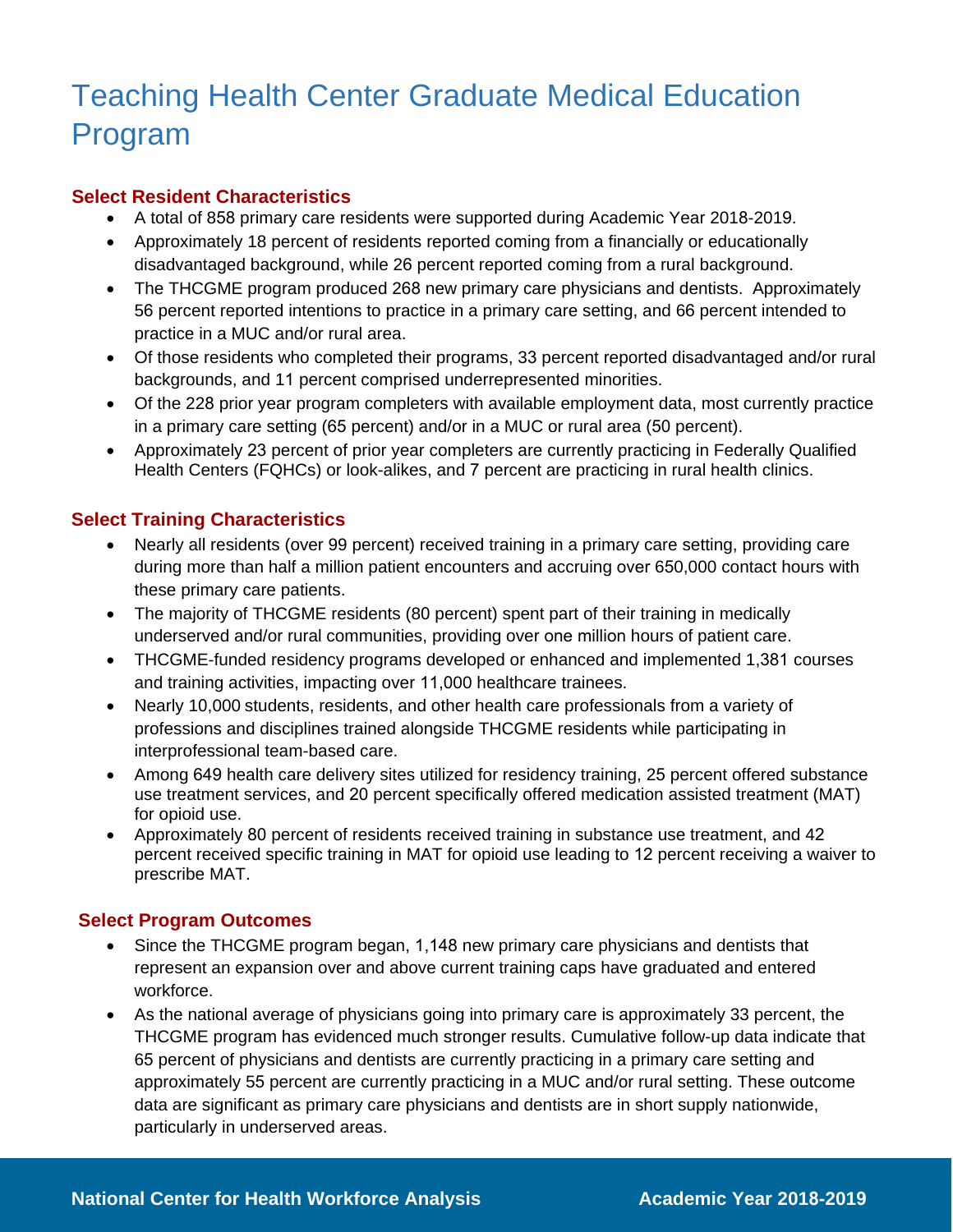# Teaching Health Center Graduate Medical Education Program

## Select Resident Characteristics

- A total of 858 primary care residents were supported during Academic Year 2018-2019.
- Approximately 18 percent of residents reported coming from a financially or educationally disadvantaged background, while 26 percent reported coming from a rural background.
- The THCGME program produced 268 new primary care physicians and dentists. Approximately 56 percent reported intentions to practice in a primary care setting, and 66 percent intended to practice in a MUC and/or rural area.
- Of those residents who completed their programs, 33 percent reported disadvantaged and/or rural backgrounds, and 11 percent comprised underrepresented minorities.
- Of the 228 prior year program completers with available employment data, most currently practice in a primary care setting (65 percent) and/or in a MUC or rural area (50 percent).
- Approximately 23 percent of prior year completers are currently practicing in Federally Qualified Health Centers (FQHCs) or look-alikes, and 7 percent are practicing in rural health clinics.

## Select Training Characteristics

- Nearly all residents (over 99 percent) received training in a primary care setting, providing care during more than half a million patient encounters and accruing over 650,000 contact hours with these primary care patients.
- The majority of THCGME residents (80 percent) spent part of their training in medically underserved and/or rural communities, providing over one million hours of patient care.
- THCGME-funded residency programs developed or enhanced and implemented 1,381 courses and training activities, impacting over 11,000 healthcare trainees.
- Nearly 10,000 students, residents, and other health care professionals from a variety of professions and disciplines trained alongside THCGME residents while participating in interprofessional team-based care.
- Among 649 health care delivery sites utilized for residency training, 25 percent offered substance use treatment services, and 20 percent specifically offered medication assisted treatment (MAT) for opioid use.
- Approximately 80 percent of residents received training in substance use treatment, and 42 percent received specific training in MAT for opioid use leading to 12 percent receiving a waiver to prescribe MAT.

## Select Program Outcomes

- Since the THCGME program began, 1,148 new primary care physicians and dentists that represent an expansion over and above current training caps have graduated and entered workforce.
- As the national average of physicians going into primary care is approximately 33 percent, the THCGME program has evidenced much stronger results. Cumulative follow-up data indicate that 65 percent of physicians and dentists are currently practicing in a primary care setting and approximately 55 percent are currently practicing in a MUC and/or rural setting. These outcome data are significant as primary care physicians and dentists are in short supply nationwide, particularly in underserved areas.